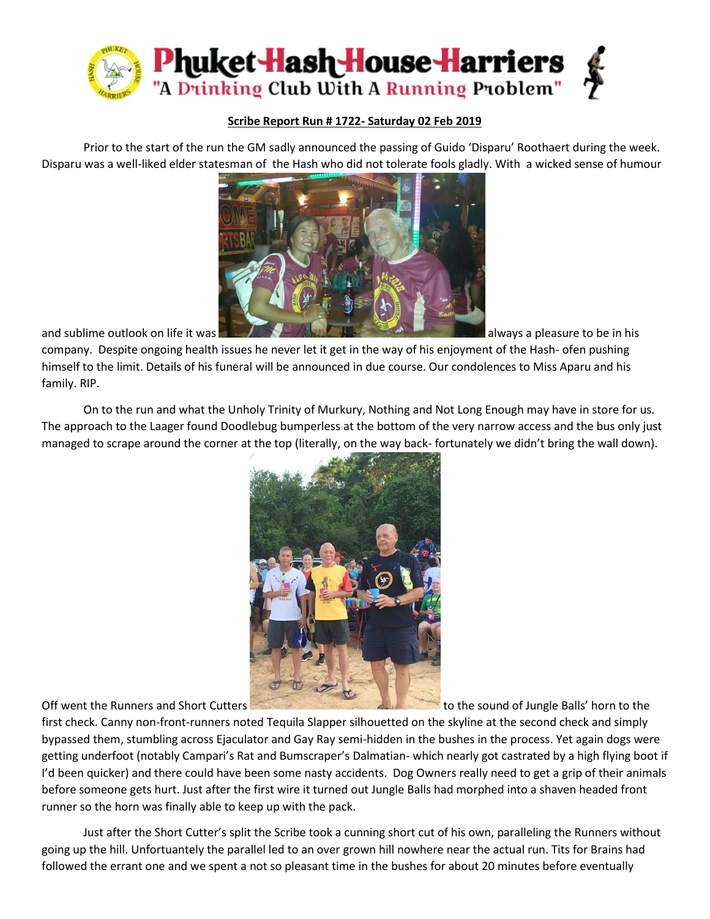# Phuket Hash House Harriers

"A Drinking Club With A Running Problem"

**Scribe Report Run # 1722- Saturday 02 Feb 2019**

Prior to the start of the run the GM sadly announced the passing of Guido 'Disparu' Roothaert during the week. Disparu was a well-liked elder statesman of the Hash who did not tolerate fools gladly. With a wicked sense of humour and sublime outlook on life it was always a pleasure to be in his company. Despite ongoing health issues he never let it get in the way of his enjoyment of the Hash- ofen pushing himself to the limit. Details of his funeral will be announced in due course. Our condolences to Miss Aparu and his family. RIP.

On to the run and what the Unholy Trinity of Murkury, Nothing and Not Long Enough may have in store for us. The approach to the Laager found Doodlebug bumperless at the bottom of the very narrow access and the bus only just managed to scrape around the corner at the top (literally, on the way back- fortunately we didn't bring the wall down).

Off went the Runners and Short Cutters to the sound of Jungle Balls' horn to the first check. Canny non-front-runners noted Tequila Slapper silhouetted on the skyline at the second check and simply bypassed them, stumbling across Ejaculator and Gay Ray semi-hidden in the bushes in the process. Yet again dogs were getting underfoot (notably Campari's Rat and Bumscraper's Dalmatian- which nearly got castrated by a high flying boot if I'd been quicker) and there could have been some nasty accidents. Dog Owners really need to get a grip of their animals before someone gets hurt. Just after the first wire it turned out Jungle Balls had morphed into a shaven headed front runner so the horn was finally able to keep up with the pack.

Just after the Short Cutter's split the Scribe took a cunning short cut of his own, paralleling the Runners without going up the hill. Unfortuantely the parallel led to an over grown hill nowhere near the actual run. Tits for Brains had followed the errant one and we spent a not so pleasant time in the bushes for about 20 minutes before eventually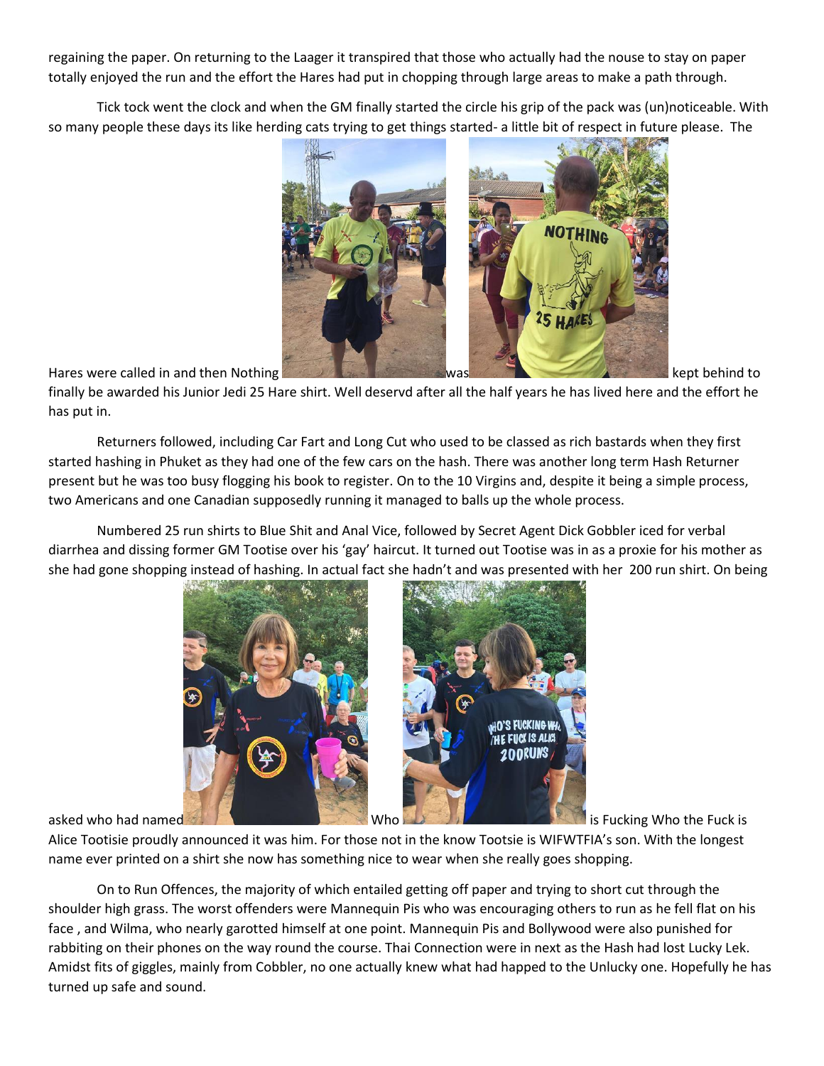regaining the paper. On returning to the Laager it transpired that those who actually had the nouse to stay on paper totally enjoyed the run and the effort the Hares had put in chopping through large areas to make a path through.

Tick tock went the clock and when the GM finally started the circle his grip of the pack was (un)noticeable. With so many people these days its like herding cats trying to get things started- a little bit of respect in future please. The Hares were called in and then Nothing was kept behind to finally be awarded his Junior Jedi 25 Hare shirt. Well deservd after all the half years he has lived here and the effort he has put in.

Returners followed, including Car Fart and Long Cut who used to be classed as rich bastards when they first started hashing in Phuket as they had one of the few cars on the hash. There was another long term Hash Returner present but he was too busy flogging his book to register. On to the 10 Virgins and, despite it being a simple process, two Americans and one Canadian supposedly running it managed to balls up the whole process.

Numbered 25 run shirts to Blue Shit and Anal Vice, followed by Secret Agent Dick Gobbler iced for verbal diarrhea and dissing former GM Tootise over his 'gay' haircut. It turned out Tootise was in as a proxie for his mother as she had gone shopping instead of hashing. In actual fact she hadn't and was presented with her 200 run shirt. On being asked who had named Who is Fucking Who the Fuck is Alice Tootisie proudly announced it was him. For those not in the know Tootsie is WIFWTFIA's son. With the longest name ever printed on a shirt she now has something nice to wear when she really goes shopping.

On to Run Offences, the majority of which entailed getting off paper and trying to short cut through the shoulder high grass. The worst offenders were Mannequin Pis who was encouraging others to run as he fell flat on his face , and Wilma, who nearly garotted himself at one point. Mannequin Pis and Bollywood were also punished for rabbiting on their phones on the way round the course. Thai Connection were in next as the Hash had lost Lucky Lek. Amidst fits of giggles, mainly from Cobbler, no one actually knew what had happed to the Unlucky one. Hopefully he has turned up safe and sound.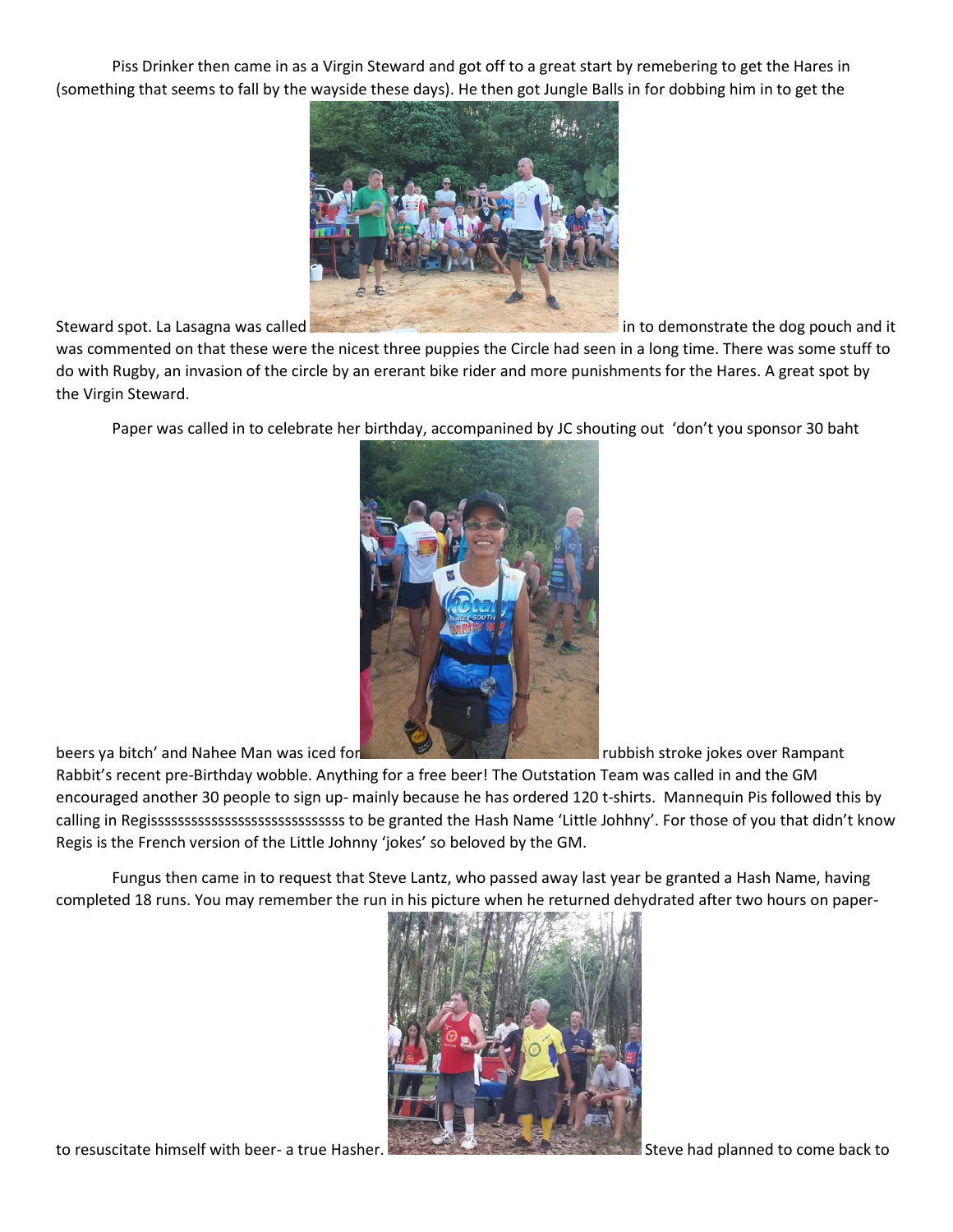Piss Drinker then came in as a Virgin Steward and got off to a great start by remebering to get the Hares in (something that seems to fall by the wayside these days). He then got Jungle Balls in for dobbing him in to get the Steward spot. La Lasagna was called in to demonstrate the dog pouch and it was commented on that these were the nicest three puppies the Circle had seen in a long time. There was some stuff to do with Rugby, an invasion of the circle by an ererant bike rider and more punishments for the Hares. A great spot by the Virgin Steward.

Paper was called in to celebrate her birthday, accompanined by JC shouting out 'don't you sponsor 30 baht beers ya bitch' and Nahee Man was iced for rubbish stroke jokes over Rampant Rabbit's recent pre-Birthday wobble. Anything for a free beer! The Outstation Team was called in and the GM encouraged another 30 people to sign up- mainly because he has ordered 120 t-shirts. Mannequin Pis followed this by calling in Regisssssssssssssssssssssssssssss to be granted the Hash Name 'Little Johhny'. For those of you that didn't know Regis is the French version of the Little Johnny 'jokes' so beloved by the GM.

Fungus then came in to request that Steve Lantz, who passed away last year be granted a Hash Name, having completed 18 runs. You may remember the run in his picture when he returned dehydrated after two hours on paper-to resuscitate himself with beer- a true Hasher. Steve had planned to come back to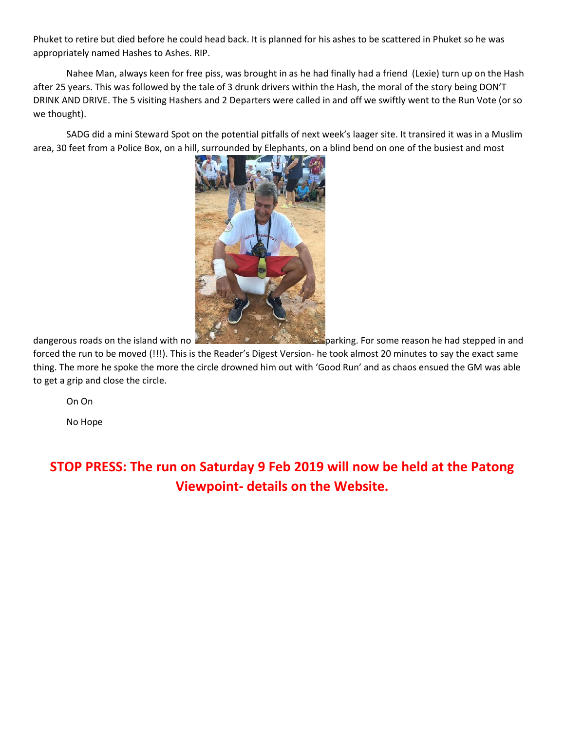Phuket to retire but died before he could head back. It is planned for his ashes to be scattered in Phuket so he was appropriately named Hashes to Ashes. RIP.

Nahee Man, always keen for free piss, was brought in as he had finally had a friend (Lexie) turn up on the Hash after 25 years. This was followed by the tale of 3 drunk drivers within the Hash, the moral of the story being DON'T DRINK AND DRIVE. The 5 visiting Hashers and 2 Departers were called in and off we swiftly went to the Run Vote (or so we thought).

SADG did a mini Steward Spot on the potential pitfalls of next week's laager site. It transired it was in a Muslim area, 30 feet from a Police Box, on a hill, surrounded by Elephants, on a blind bend on one of the busiest and most dangerous roads on the island with no parking. For some reason he had stepped in and forced the run to be moved (!!!). This is the Reader's Digest Version- he took almost 20 minutes to say the exact same thing. The more he spoke the more the circle drowned him out with 'Good Run' and as chaos ensued the GM was able to get a grip and close the circle.

On On

No Hope

## **STOP PRESS: The run on Saturday 9 Feb 2019 will now be held at the Patong Viewpoint- details on the Website.**